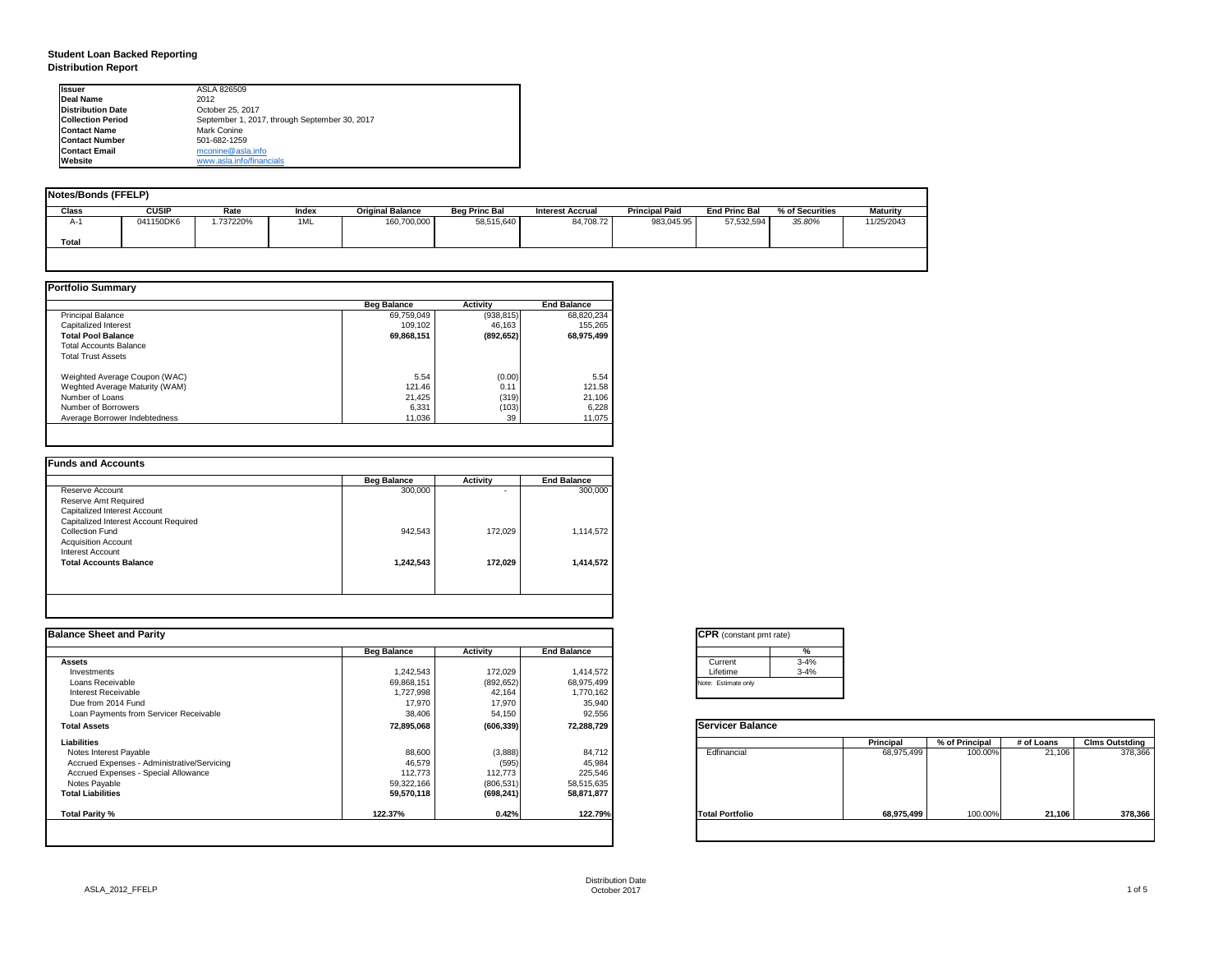# Student Loan Backed Reporting
## Distribution Report

| | |
|---|---|
| **Issuer** | ASLA 826509 |
| **Deal Name** | 2012 |
| **Distribution Date** | October 25, 2017 |
| **Collection Period** | September 1, 2017, through September 30, 2017 |
| **Contact Name** | Mark Conine |
| **Contact Number** | 501-682-1259 |
| **Contact Email** | mconine@asla.info |
| **Website** | www.asla.info/financials |

**Notes/Bonds (FFELP)**

| Class | CUSIP | Rate | Index | Original Balance | Beg Princ Bal | Interest Accrual | Principal Paid | End Princ Bal | % of Securities | Maturity |
|---|---|---|---|---|---|---|---|---|---|---|
| A-1 | 041150DK6 | 1.737220% | 1ML | 160,700,000 | 58,515,640 | 84,708.72 | 983,045.95 | 57,532,594 | *35.80%* | 11/25/2043 |
| **Total** | | | | | | | | | | |

**Portfolio Summary**

| | Beg Balance | Activity | End Balance |
|---|---|---|---|
| Principal Balance | 69,759,049 | (938,815) | 68,820,234 |
| Capitalized Interest | 109,102 | 46,163 | 155,265 |
| **Total Pool Balance** | **69,868,151** | **(892,652)** | **68,975,499** |
| Total Accounts Balance | | | |
| Total Trust Assets | | | |
| | | | |
| Weighted Average Coupon (WAC) | 5.54 | (0.00) | 5.54 |
| Weghted Average Maturity (WAM) | 121.46 | 0.11 | 121.58 |
| Number of Loans | 21,425 | (319) | 21,106 |
| Number of Borrowers | 6,331 | (103) | 6,228 |
| Average Borrower Indebtedness | 11,036 | 39 | 11,075 |

**Funds and Accounts**

| | Beg Balance | Activity | End Balance |
|---|---|---|---|
| Reserve Account | 300,000 | - | 300,000 |
| Reserve Amt Required | | | |
| Capitalized Interest Account | | | |
| Capitalized Interest Account Required | | | |
| Collection Fund | 942,543 | 172,029 | 1,114,572 |
| Acquisition Account | | | |
| Interest Account | | | |
| **Total Accounts Balance** | **1,242,543** | **172,029** | **1,414,572** |

**Balance Sheet and Parity**

| | Beg Balance | Activity | End Balance |
|---|---|---|---|
| **Assets** | | | |
| Investments | 1,242,543 | 172,029 | 1,414,572 |
| Loans Receivable | 69,868,151 | (892,652) | 68,975,499 |
| Interest Receivable | 1,727,998 | 42,164 | 1,770,162 |
| Due from 2014 Fund | 17,970 | 17,970 | 35,940 |
| Loan Payments from Servicer Receivable | 38,406 | 54,150 | 92,556 |
| **Total Assets** | **72,895,068** | **(606,339)** | **72,288,729** |
| **Liabilities** | | | |
| Notes Interest Payable | 88,600 | (3,888) | 84,712 |
| Accrued Expenses - Administrative/Servicing | 46,579 | (595) | 45,984 |
| Accrued Expenses - Special Allowance | 112,773 | 112,773 | 225,546 |
| Notes Payable | 59,322,166 | (806,531) | 58,515,635 |
| **Total Liabilities** | **59,570,118** | **(698,241)** | **58,871,877** |
| | | | |
| **Total Parity %** | **122.37%** | **0.42%** | **122.79%** |

**CPR** (constant pmt rate)

| | % |
|---|---|
| Current | 3-4% |
| Lifetime | 3-4% |

Note: Estimate only

**Servicer Balance**

| | Principal | % of Principal | # of Loans | Clms Outstding |
|---|---|---|---|---|
| Edfinancial | 68,975,499 | 100.00% | 21,106 | 378,366 |
| **Total Portfolio** | **68,975,499** | **100.00%** | **21,106** | **378,366** |

ASLA_2012_FFELP

Distribution Date October 2017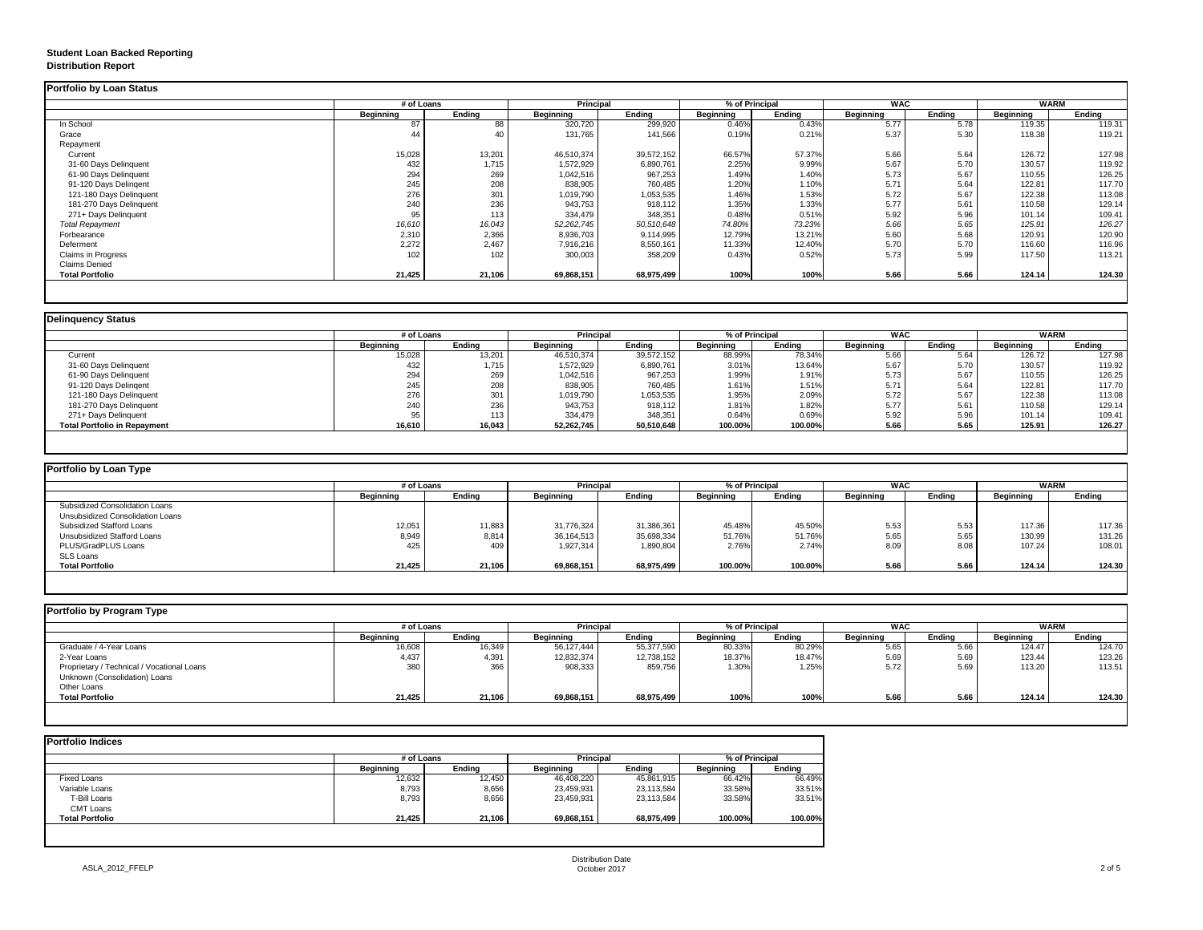**Student Loan Backed Reporting**
**Distribution Report**

### Portfolio by Loan Status

| | # of Loans | | Principal | | % of Principal | | WAC | | WARM | |
|---|---|---|---|---|---|---|---|---|---|---|
| | Beginning | Ending | Beginning | Ending | Beginning | Ending | Beginning | Ending | Beginning | Ending |
| In School | 87 | 88 | 320,720 | 299,920 | 0.46% | 0.43% | 5.77 | 5.78 | 119.35 | 119.31 |
| Grace | 44 | 40 | 131,765 | 141,566 | 0.19% | 0.21% | 5.37 | 5.30 | 118.38 | 119.21 |
| Repayment | | | | | | | | | | |
| Current | 15,028 | 13,201 | 46,510,374 | 39,572,152 | 66.57% | 57.37% | 5.66 | 5.64 | 126.72 | 127.98 |
| 31-60 Days Delinquent | 432 | 1,715 | 1,572,929 | 6,890,761 | 2.25% | 9.99% | 5.67 | 5.70 | 130.57 | 119.92 |
| 61-90 Days Delinquent | 294 | 269 | 1,042,516 | 967,253 | 1.49% | 1.40% | 5.73 | 5.67 | 110.55 | 126.25 |
| 91-120 Days Delingent | 245 | 208 | 838,905 | 760,485 | 1.20% | 1.10% | 5.71 | 5.64 | 122.81 | 117.70 |
| 121-180 Days Delinquent | 276 | 301 | 1,019,790 | 1,053,535 | 1.46% | 1.53% | 5.72 | 5.67 | 122.38 | 113.08 |
| 181-270 Days Delinquent | 240 | 236 | 943,753 | 918,112 | 1.35% | 1.33% | 5.77 | 5.61 | 110.58 | 129.14 |
| 271+ Days Delinquent | 95 | 113 | 334,479 | 348,351 | 0.48% | 0.51% | 5.92 | 5.96 | 101.14 | 109.41 |
| *Total Repayment* | *16,610* | *16,043* | *52,262,745* | *50,510,648* | *74.80%* | *73.23%* | *5.66* | *5.65* | *125.91* | *126.27* |
| Forbearance | 2,310 | 2,366 | 8,936,703 | 9,114,995 | 12.79% | 13.21% | 5.60 | 5.68 | 120.91 | 120.90 |
| Deferment | 2,272 | 2,467 | 7,916,216 | 8,550,161 | 11.33% | 12.40% | 5.70 | 5.70 | 116.60 | 116.96 |
| Claims in Progress | 102 | 102 | 300,003 | 358,209 | 0.43% | 0.52% | 5.73 | 5.99 | 117.50 | 113.21 |
| Claims Denied | | | | | | | | | | |
| **Total Portfolio** | **21,425** | **21,106** | **69,868,151** | **68,975,499** | **100%** | **100%** | **5.66** | **5.66** | **124.14** | **124.30** |

### Delinquency Status

| | # of Loans | | Principal | | % of Principal | | WAC | | WARM | |
|---|---|---|---|---|---|---|---|---|---|---|
| | Beginning | Ending | Beginning | Ending | Beginning | Ending | Beginning | Ending | Beginning | Ending |
| Current | 15,028 | 13,201 | 46,510,374 | 39,572,152 | 88.99% | 78.34% | 5.66 | 5.64 | 126.72 | 127.98 |
| 31-60 Days Delinquent | 432 | 1,715 | 1,572,929 | 6,890,761 | 3.01% | 13.64% | 5.67 | 5.70 | 130.57 | 119.92 |
| 61-90 Days Delinquent | 294 | 269 | 1,042,516 | 967,253 | 1.99% | 1.91% | 5.73 | 5.67 | 110.55 | 126.25 |
| 91-120 Days Delingent | 245 | 208 | 838,905 | 760,485 | 1.61% | 1.51% | 5.71 | 5.64 | 122.81 | 117.70 |
| 121-180 Days Delinquent | 276 | 301 | 1,019,790 | 1,053,535 | 1.95% | 2.09% | 5.72 | 5.67 | 122.38 | 113.08 |
| 181-270 Days Delinquent | 240 | 236 | 943,753 | 918,112 | 1.81% | 1.82% | 5.77 | 5.61 | 110.58 | 129.14 |
| 271+ Days Delinquent | 95 | 113 | 334,479 | 348,351 | 0.64% | 0.69% | 5.92 | 5.96 | 101.14 | 109.41 |
| **Total Portfolio in Repayment** | **16,610** | **16,043** | **52,262,745** | **50,510,648** | **100.00%** | **100.00%** | **5.66** | **5.65** | **125.91** | **126.27** |

### Portfolio by Loan Type

| | # of Loans | | Principal | | % of Principal | | WAC | | WARM | |
|---|---|---|---|---|---|---|---|---|---|---|
| | Beginning | Ending | Beginning | Ending | Beginning | Ending | Beginning | Ending | Beginning | Ending |
| Subsidized Consolidation Loans | | | | | | | | | | |
| Unsubsidized Consolidation Loans | | | | | | | | | | |
| Subsidized Stafford Loans | 12,051 | 11,883 | 31,776,324 | 31,386,361 | 45.48% | 45.50% | 5.53 | 5.53 | 117.36 | 117.36 |
| Unsubsidized Stafford Loans | 8,949 | 8,814 | 36,164,513 | 35,698,334 | 51.76% | 51.76% | 5.65 | 5.65 | 130.99 | 131.26 |
| PLUS/GradPLUS Loans | 425 | 409 | 1,927,314 | 1,890,804 | 2.76% | 2.74% | 8.09 | 8.08 | 107.24 | 108.01 |
| SLS Loans | | | | | | | | | | |
| **Total Portfolio** | **21,425** | **21,106** | **69,868,151** | **68,975,499** | **100.00%** | **100.00%** | **5.66** | **5.66** | **124.14** | **124.30** |

### Portfolio by Program Type

| | # of Loans | | Principal | | % of Principal | | WAC | | WARM | |
|---|---|---|---|---|---|---|---|---|---|---|
| | Beginning | Ending | Beginning | Ending | Beginning | Ending | Beginning | Ending | Beginning | Ending |
| Graduate / 4-Year Loans | 16,608 | 16,349 | 56,127,444 | 55,377,590 | 80.33% | 80.29% | 5.65 | 5.66 | 124.47 | 124.70 |
| 2-Year Loans | 4,437 | 4,391 | 12,832,374 | 12,738,152 | 18.37% | 18.47% | 5.69 | 5.69 | 123.44 | 123.26 |
| Proprietary / Technical / Vocational Loans | 380 | 366 | 908,333 | 859,756 | 1.30% | 1.25% | 5.72 | 5.69 | 113.20 | 113.51 |
| Unknown (Consolidation) Loans | | | | | | | | | | |
| Other Loans | | | | | | | | | | |
| **Total Portfolio** | **21,425** | **21,106** | **69,868,151** | **68,975,499** | **100%** | **100%** | **5.66** | **5.66** | **124.14** | **124.30** |

### Portfolio Indices

| | # of Loans | | Principal | | % of Principal | |
|---|---|---|---|---|---|---|
| | Beginning | Ending | Beginning | Ending | Beginning | Ending |
| Fixed Loans | 12,632 | 12,450 | 46,408,220 | 45,861,915 | 66.42% | 66.49% |
| Variable Loans | 8,793 | 8,656 | 23,459,931 | 23,113,584 | 33.58% | 33.51% |
| T-Bill Loans | 8,793 | 8,656 | 23,459,931 | 23,113,584 | 33.58% | 33.51% |
| CMT Loans | | | | | | |
| **Total Portfolio** | **21,425** | **21,106** | **69,868,151** | **68,975,499** | **100.00%** | **100.00%** |

ASLA_2012_FFELP

Distribution Date
October 2017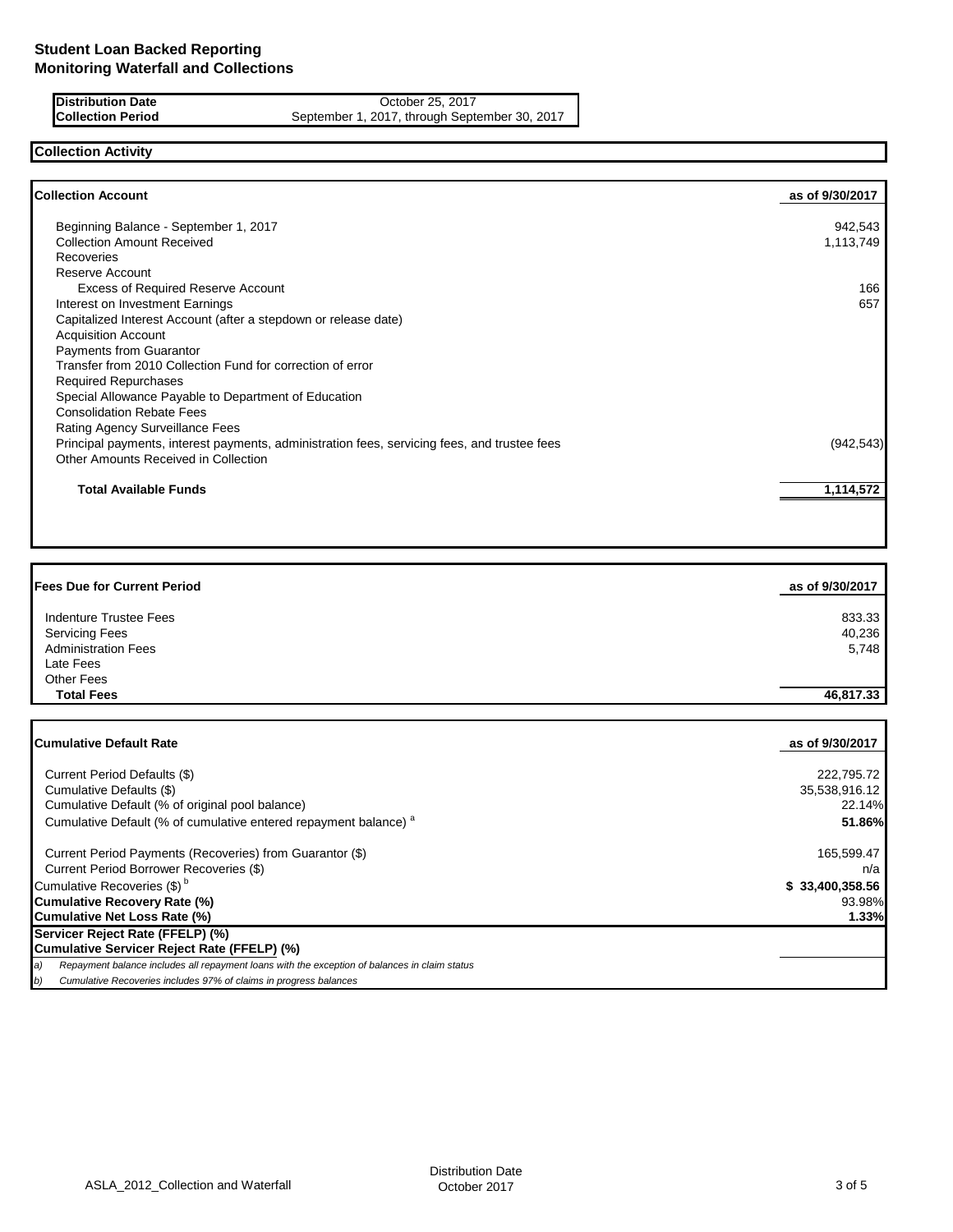# Student Loan Backed Reporting
## Monitoring Waterfall and Collections

| | |
|---|---|
| **Distribution Date** | October 25, 2017 |
| **Collection Period** | September 1, 2017, through September 30, 2017 |

## Collection Activity

| **Collection Account** | **as of 9/30/2017** |
|---|---|
| Beginning Balance - September 1, 2017 | 942,543 |
| Collection Amount Received | 1,113,749 |
| Recoveries | |
| Reserve Account | |
| Excess of Required Reserve Account | 166 |
| Interest on Investment Earnings | 657 |
| Capitalized Interest Account (after a stepdown or release date) | |
| Acquisition Account | |
| Payments from Guarantor | |
| Transfer from 2010 Collection Fund for correction of error | |
| Required Repurchases | |
| Special Allowance Payable to Department of Education | |
| Consolidation Rebate Fees | |
| Rating Agency Surveillance Fees | |
| Principal payments, interest payments, administration fees, servicing fees, and trustee fees | (942,543) |
| Other Amounts Received in Collection | |
| **Total Available Funds** | **1,114,572** |

| **Fees Due for Current Period** | **as of 9/30/2017** |
|---|---|
| Indenture Trustee Fees | 833.33 |
| Servicing Fees | 40,236 |
| Administration Fees | 5,748 |
| Late Fees | |
| Other Fees | |
| **Total Fees** | **46,817.33** |

| **Cumulative Default Rate** | **as of 9/30/2017** |
|---|---|
| Current Period Defaults ($) | 222,795.72 |
| Cumulative Defaults ($) | 35,538,916.12 |
| Cumulative Default (% of original pool balance) | 22.14% |
| Cumulative Default (% of cumulative entered repayment balance) [a] | **51.86%** |
| Current Period Payments (Recoveries) from Guarantor ($) | 165,599.47 |
| Current Period Borrower Recoveries ($) | n/a |
| Cumulative Recoveries ($) [b] | **$ 33,400,358.56** |
| **Cumulative Recovery Rate (%)** | 93.98% |
| **Cumulative Net Loss Rate (%)** | **1.33%** |
| **Servicer Reject Rate (FFELP) (%)** | |
| **Cumulative Servicer Reject Rate (FFELP) (%)** | |

*a) Repayment balance includes all repayment loans with the exception of balances in claim status*

*b) Cumulative Recoveries includes 97% of claims in progress balances*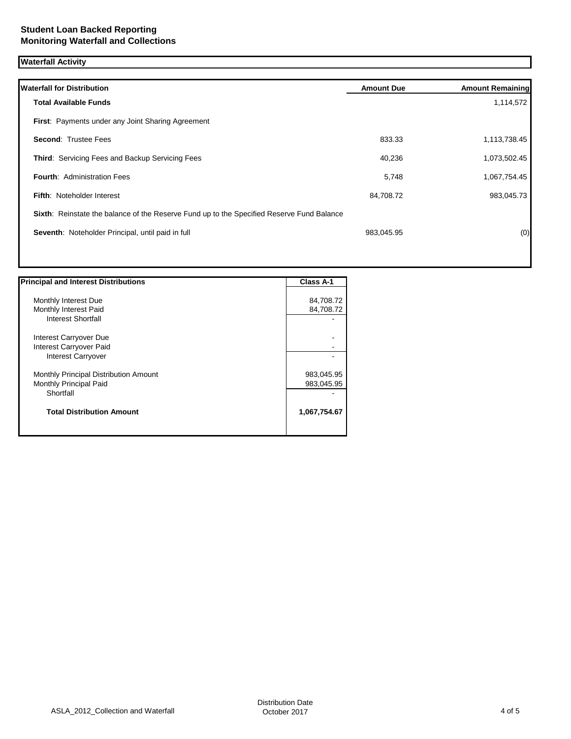# Student Loan Backed Reporting
# Monitoring Waterfall and Collections

## Waterfall Activity

| Waterfall for Distribution | Amount Due | Amount Remaining |
|---|---|---|
| **Total Available Funds** | | 1,114,572 |
| **First**: Payments under any Joint Sharing Agreement | | |
| **Second**: Trustee Fees | 833.33 | 1,113,738.45 |
| **Third**: Servicing Fees and Backup Servicing Fees | 40,236 | 1,073,502.45 |
| **Fourth**: Administration Fees | 5,748 | 1,067,754.45 |
| **Fifth**: Noteholder Interest | 84,708.72 | 983,045.73 |
| **Sixth**: Reinstate the balance of the Reserve Fund up to the Specified Reserve Fund Balance | | |
| **Seventh**: Noteholder Principal, until paid in full | 983,045.95 | (0) |

| Principal and Interest Distributions | Class A-1 |
|---|---|
| Monthly Interest Due | 84,708.72 |
| Monthly Interest Paid | 84,708.72 |
| Interest Shortfall | - |
| Interest Carryover Due | - |
| Interest Carryover Paid | - |
| Interest Carryover | - |
| Monthly Principal Distribution Amount | 983,045.95 |
| Monthly Principal Paid | 983,045.95 |
| Shortfall | - |
| **Total Distribution Amount** | **1,067,754.67** |

ASLA_2012_Collection and Waterfall

Distribution Date
October 2017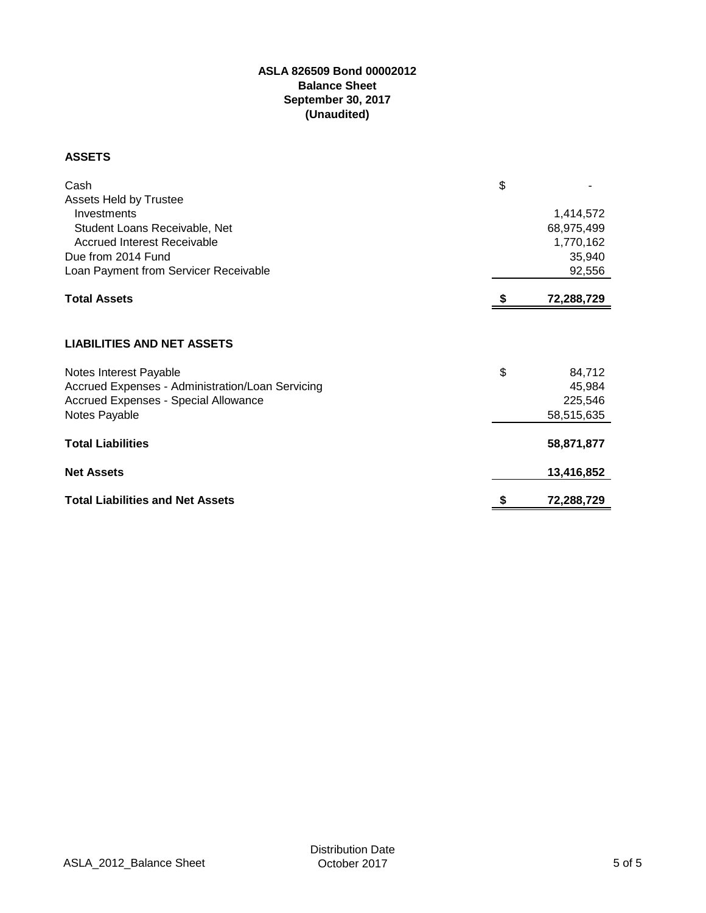**ASLA 826509 Bond 00002012**
**Balance Sheet**
**September 30, 2017**
**(Unaudited)**

**ASSETS**

| | | |
|---|---|---|
| Cash | $ | - |
| Assets Held by Trustee | | |
| Investments | | 1,414,572 |
| Student Loans Receivable, Net | | 68,975,499 |
| Accrued Interest Receivable | | 1,770,162 |
| Due from 2014 Fund | | 35,940 |
| Loan Payment from Servicer Receivable | | 92,556 |
| **Total Assets** | **$** | **72,288,729** |

**LIABILITIES AND NET ASSETS**

| | | |
|---|---|---|
| Notes Interest Payable | $ | 84,712 |
| Accrued Expenses - Administration/Loan Servicing | | 45,984 |
| Accrued Expenses - Special Allowance | | 225,546 |
| Notes Payable | | 58,515,635 |
| **Total Liabilities** | | **58,871,877** |
| **Net Assets** | | **13,416,852** |
| **Total Liabilities and Net Assets** | **$** | **72,288,729** |

ASLA_2012_Balance Sheet

Distribution Date
October 2017